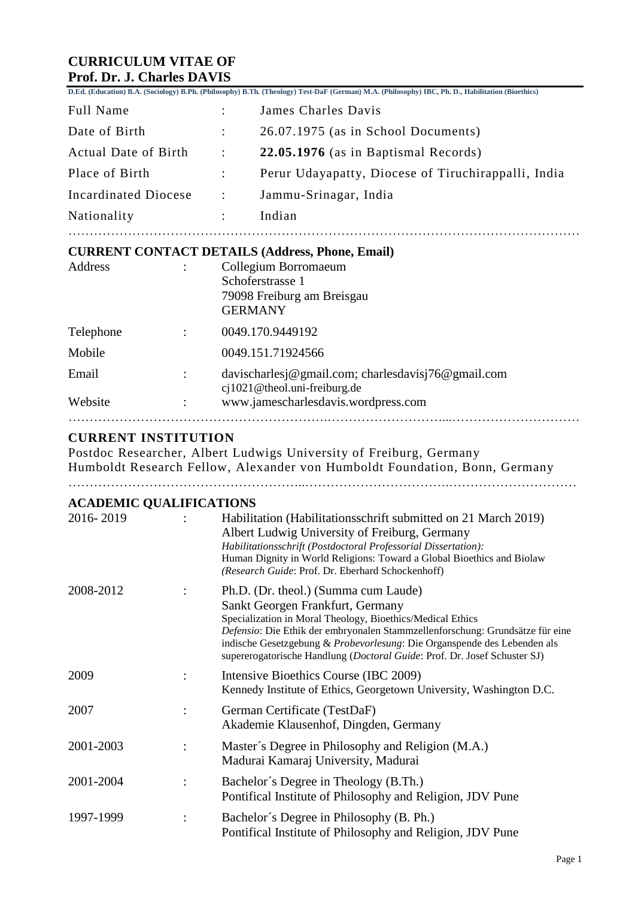# CURRICULUM VITAE OF
# Prof. Dr. J. Charles DAVIS

**D.Ed. (Education) B.A. (Sociology) B.Ph. (Philosophy) B.Th. (Theology) Test-DaF (German) M.A. (Philosophy) IBC, Ph. D., Habilitation (Bioethics)**

| | | |
|---|---|---|
| Full Name | : | James Charles Davis |
| Date of Birth | : | 26.07.1975 (as in School Documents) |
| Actual Date of Birth | : | **22.05.1976** (as in Baptismal Records) |
| Place of Birth | : | Perur Udayapatty, Diocese of Tiruchirappalli, India |
| Incardinated Diocese | : | Jammu-Srinagar, India |
| Nationality | : | Indian |

## CURRENT CONTACT DETAILS (Address, Phone, Email)

| | | |
|---|---|---|
| Address | : | Collegium Borromaeum<br>Schoferstrasse 1<br>79098 Freiburg am Breisgau<br>GERMANY |
| Telephone | : | 0049.170.9449192 |
| Mobile | : | 0049.151.71924566 |
| Email | : | davischarlesj@gmail.com; charlesdavisj76@gmail.com<br>cj1021@theol.uni-freiburg.de |
| Website | : | www.jamescharlesdavis.wordpress.com |

## CURRENT INSTITUTION

Postdoc Researcher, Albert Ludwigs University of Freiburg, Germany
Humboldt Research Fellow, Alexander von Humboldt Foundation, Bonn, Germany

## ACADEMIC QUALIFICATIONS

| | | |
|---|---|---|
| 2016- 2019 | : | Habilitation (Habilitationsschrift submitted on 21 March 2019)<br>Albert Ludwig University of Freiburg, Germany<br>*Habilitationsschrift (Postdoctoral Professorial Dissertation):*<br>Human Dignity in World Religions: Toward a Global Bioethics and Biolaw<br>*(Research Guide*: Prof. Dr. Eberhard Schockenhoff) |
| 2008-2012 | : | Ph.D. (Dr. theol.) (Summa cum Laude)<br>Sankt Georgen Frankfurt, Germany<br>Specialization in Moral Theology, Bioethics/Medical Ethics<br>*Defensio*: Die Ethik der embryonalen Stammzellenforschung: Grundsätze für eine indische Gesetzgebung & *Probevorlesung*: Die Organspende des Lebenden als supererogatorische Handlung (*Doctoral Guide*: Prof. Dr. Josef Schuster SJ) |
| 2009 | : | Intensive Bioethics Course (IBC 2009)<br>Kennedy Institute of Ethics, Georgetown University, Washington D.C. |
| 2007 | : | German Certificate (TestDaF)<br>Akademie Klausenhof, Dingden, Germany |
| 2001-2003 | : | Master´s Degree in Philosophy and Religion (M.A.)<br>Madurai Kamaraj University, Madurai |
| 2001-2004 | : | Bachelor´s Degree in Theology (B.Th.)<br>Pontifical Institute of Philosophy and Religion, JDV Pune |
| 1997-1999 | : | Bachelor´s Degree in Philosophy (B. Ph.)<br>Pontifical Institute of Philosophy and Religion, JDV Pune |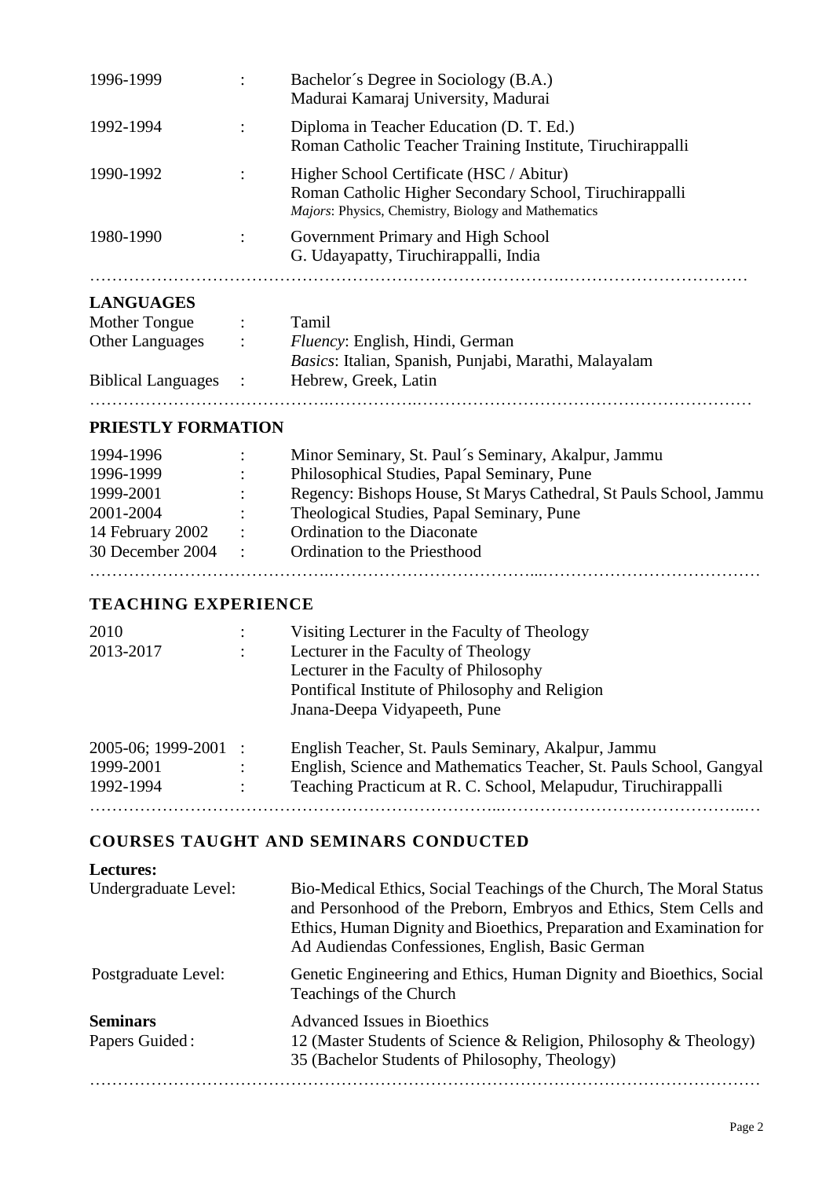| | | |
|---|---|---|
| 1996-1999 | : | Bachelor´s Degree in Sociology (B.A.)<br>Madurai Kamaraj University, Madurai |
| 1992-1994 | : | Diploma in Teacher Education (D. T. Ed.)<br>Roman Catholic Teacher Training Institute, Tiruchirappalli |
| 1990-1992 | : | Higher School Certificate (HSC / Abitur)<br>Roman Catholic Higher Secondary School, Tiruchirappalli<br>*Majors*: Physics, Chemistry, Biology and Mathematics |
| 1980-1990 | : | Government Primary and High School<br>G. Udayapatty, Tiruchirappalli, India |

…………………………………………………………………………………………………………

## LANGUAGES

| | | |
|---|---|---|
| Mother Tongue | : | Tamil |
| Other Languages | : | *Fluency*: English, Hindi, German<br>*Basics*: Italian, Spanish, Punjabi, Marathi, Malayalam |
| Biblical Languages | : | Hebrew, Greek, Latin |

…………………………………………………………………………………………………………

## PRIESTLY FORMATION

| | | |
|---|---|---|
| 1994-1996 | : | Minor Seminary, St. Paul´s Seminary, Akalpur, Jammu |
| 1996-1999 | : | Philosophical Studies, Papal Seminary, Pune |
| 1999-2001 | : | Regency: Bishops House, St Marys Cathedral, St Pauls School, Jammu |
| 2001-2004 | : | Theological Studies, Papal Seminary, Pune |
| 14 February 2002 | : | Ordination to the Diaconate |
| 30 December 2004 | : | Ordination to the Priesthood |

…………………………………………………………………………………………………………

## TEACHING EXPERIENCE

| | | |
|---|---|---|
| 2010 | : | Visiting Lecturer in the Faculty of Theology |
| 2013-2017 | : | Lecturer in the Faculty of Theology<br>Lecturer in the Faculty of Philosophy<br>Pontifical Institute of Philosophy and Religion<br>Jnana-Deepa Vidyapeeth, Pune |
| 2005-06; 1999-2001 | : | English Teacher, St. Pauls Seminary, Akalpur, Jammu |
| 1999-2001 | : | English, Science and Mathematics Teacher, St. Pauls School, Gangyal |
| 1992-1994 | : | Teaching Practicum at R. C. School, Melapudur, Tiruchirappalli |

…………………………………………………………………………………………………………

## COURSES TAUGHT AND SEMINARS CONDUCTED

**Lectures:**

| | |
|---|---|
| Undergraduate Level: | Bio-Medical Ethics, Social Teachings of the Church, The Moral Status and Personhood of the Preborn, Embryos and Ethics, Stem Cells and Ethics, Human Dignity and Bioethics, Preparation and Examination for Ad Audiendas Confessiones, English, Basic German |
| Postgraduate Level: | Genetic Engineering and Ethics, Human Dignity and Bioethics, Social Teachings of the Church |
| **Seminars** | Advanced Issues in Bioethics |
| Papers Guided : | 12 (Master Students of Science & Religion, Philosophy & Theology)<br>35 (Bachelor Students of Philosophy, Theology) |

…………………………………………………………………………………………………………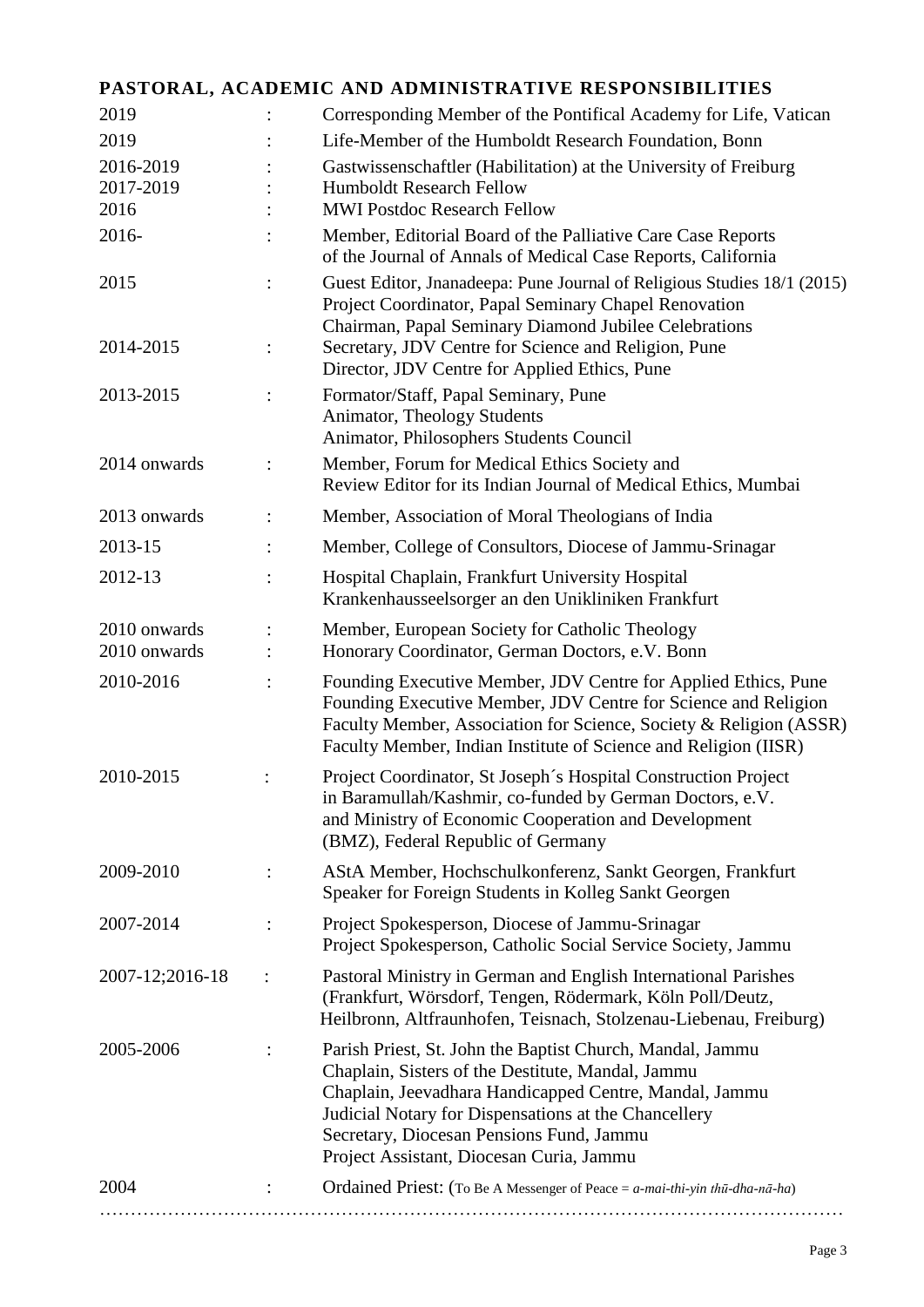## PASTORAL, ACADEMIC AND ADMINISTRATIVE RESPONSIBILITIES

| | | |
|---|---|---|
| 2019 | : | Corresponding Member of the Pontifical Academy for Life, Vatican |
| 2019 | : | Life-Member of the Humboldt Research Foundation, Bonn |
| 2016-2019 | : | Gastwissenschaftler (Habilitation) at the University of Freiburg |
| 2017-2019 | : | Humboldt Research Fellow |
| 2016 | : | MWI Postdoc Research Fellow |
| 2016- | : | Member, Editorial Board of the Palliative Care Case Reports of the Journal of Annals of Medical Case Reports, California |
| 2015 | : | Guest Editor, Jnanadeepa: Pune Journal of Religious Studies 18/1 (2015)<br>Project Coordinator, Papal Seminary Chapel Renovation<br>Chairman, Papal Seminary Diamond Jubilee Celebrations |
| 2014-2015 | : | Secretary, JDV Centre for Science and Religion, Pune<br>Director, JDV Centre for Applied Ethics, Pune |
| 2013-2015 | : | Formator/Staff, Papal Seminary, Pune<br>Animator, Theology Students<br>Animator, Philosophers Students Council |
| 2014 onwards | : | Member, Forum for Medical Ethics Society and Review Editor for its Indian Journal of Medical Ethics, Mumbai |
| 2013 onwards | : | Member, Association of Moral Theologians of India |
| 2013-15 | : | Member, College of Consultors, Diocese of Jammu-Srinagar |
| 2012-13 | : | Hospital Chaplain, Frankfurt University Hospital<br>Krankenhausseelsorger an den Unikliniken Frankfurt |
| 2010 onwards | : | Member, European Society for Catholic Theology |
| 2010 onwards | : | Honorary Coordinator, German Doctors, e.V. Bonn |
| 2010-2016 | : | Founding Executive Member, JDV Centre for Applied Ethics, Pune<br>Founding Executive Member, JDV Centre for Science and Religion<br>Faculty Member, Association for Science, Society & Religion (ASSR)<br>Faculty Member, Indian Institute of Science and Religion (IISR) |
| 2010-2015 | : | Project Coordinator, St Joseph´s Hospital Construction Project in Baramullah/Kashmir, co-funded by German Doctors, e.V. and Ministry of Economic Cooperation and Development (BMZ), Federal Republic of Germany |
| 2009-2010 | : | AStA Member, Hochschulkonferenz, Sankt Georgen, Frankfurt<br>Speaker for Foreign Students in Kolleg Sankt Georgen |
| 2007-2014 | : | Project Spokesperson, Diocese of Jammu-Srinagar<br>Project Spokesperson, Catholic Social Service Society, Jammu |
| 2007-12;2016-18 | : | Pastoral Ministry in German and English International Parishes (Frankfurt, Wörsdorf, Tengen, Rödermark, Köln Poll/Deutz, Heilbronn, Altfraunhofen, Teisnach, Stolzenau-Liebenau, Freiburg) |
| 2005-2006 | : | Parish Priest, St. John the Baptist Church, Mandal, Jammu<br>Chaplain, Sisters of the Destitute, Mandal, Jammu<br>Chaplain, Jeevadhara Handicapped Centre, Mandal, Jammu<br>Judicial Notary for Dispensations at the Chancellery<br>Secretary, Diocesan Pensions Fund, Jammu<br>Project Assistant, Diocesan Curia, Jammu |
| 2004 | : | Ordained Priest: (To Be A Messenger of Peace = *a-mai-thi-yin thū-dha-nā-ha*) |

…………………………………………………………………………………………………………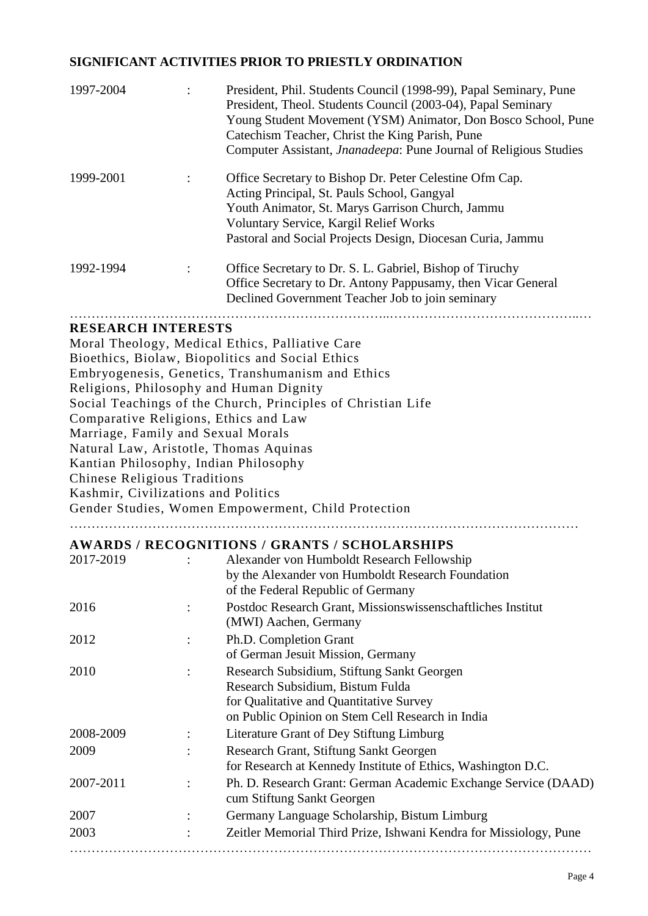## SIGNIFICANT ACTIVITIES PRIOR TO PRIESTLY ORDINATION

| | | |
|---|---|---|
| 1997-2004 | : | President, Phil. Students Council (1998-99), Papal Seminary, Pune<br>President, Theol. Students Council (2003-04), Papal Seminary<br>Young Student Movement (YSM) Animator, Don Bosco School, Pune<br>Catechism Teacher, Christ the King Parish, Pune<br>Computer Assistant, *Jnanadeepa*: Pune Journal of Religious Studies |
| 1999-2001 | : | Office Secretary to Bishop Dr. Peter Celestine Ofm Cap.<br>Acting Principal, St. Pauls School, Gangyal<br>Youth Animator, St. Marys Garrison Church, Jammu<br>Voluntary Service, Kargil Relief Works<br>Pastoral and Social Projects Design, Diocesan Curia, Jammu |
| 1992-1994 | : | Office Secretary to Dr. S. L. Gabriel, Bishop of Tiruchy<br>Office Secretary to Dr. Antony Pappusamy, then Vicar General<br>Declined Government Teacher Job to join seminary |

## RESEARCH INTERESTS

Moral Theology, Medical Ethics, Palliative Care
Bioethics, Biolaw, Biopolitics and Social Ethics
Embryogenesis, Genetics, Transhumanism and Ethics
Religions, Philosophy and Human Dignity
Social Teachings of the Church, Principles of Christian Life
Comparative Religions, Ethics and Law
Marriage, Family and Sexual Morals
Natural Law, Aristotle, Thomas Aquinas
Kantian Philosophy, Indian Philosophy
Chinese Religious Traditions
Kashmir, Civilizations and Politics
Gender Studies, Women Empowerment, Child Protection

## AWARDS / RECOGNITIONS / GRANTS / SCHOLARSHIPS

| | | |
|---|---|---|
| 2017-2019 | : | Alexander von Humboldt Research Fellowship<br>by the Alexander von Humboldt Research Foundation<br>of the Federal Republic of Germany |
| 2016 | : | Postdoc Research Grant, Missionswissenschaftliches Institut<br>(MWI) Aachen, Germany |
| 2012 | : | Ph.D. Completion Grant<br>of German Jesuit Mission, Germany |
| 2010 | : | Research Subsidium, Stiftung Sankt Georgen<br>Research Subsidium, Bistum Fulda<br>for Qualitative and Quantitative Survey<br>on Public Opinion on Stem Cell Research in India |
| 2008-2009 | : | Literature Grant of Dey Stiftung Limburg |
| 2009 | : | Research Grant, Stiftung Sankt Georgen<br>for Research at Kennedy Institute of Ethics, Washington D.C. |
| 2007-2011 | : | Ph. D. Research Grant: German Academic Exchange Service (DAAD)<br>cum Stiftung Sankt Georgen |
| 2007 | : | Germany Language Scholarship, Bistum Limburg |
| 2003 | : | Zeitler Memorial Third Prize, Ishwani Kendra for Missiology, Pune |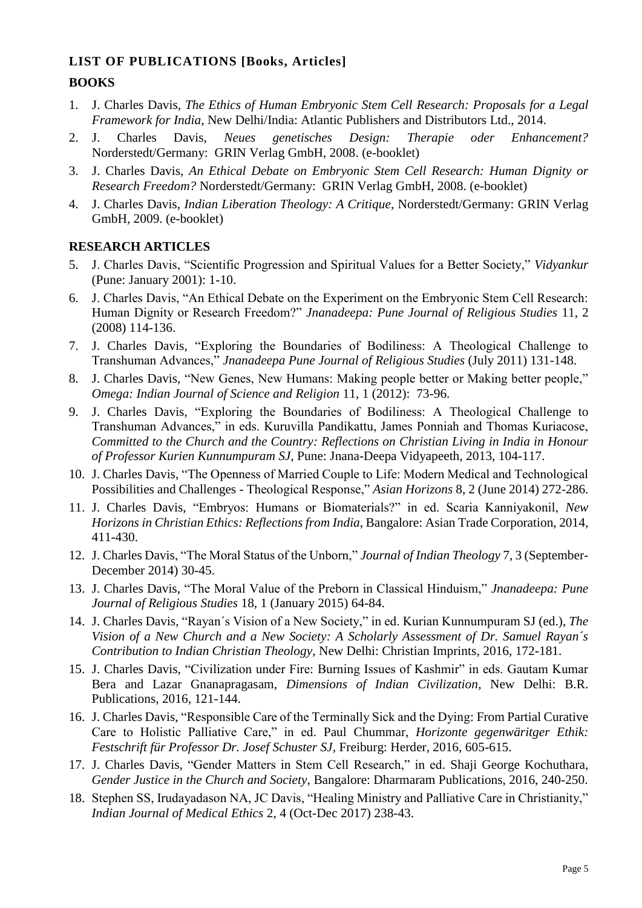## LIST OF PUBLICATIONS [Books, Articles]

### BOOKS

1. J. Charles Davis, *The Ethics of Human Embryonic Stem Cell Research: Proposals for a Legal Framework for India*, New Delhi/India: Atlantic Publishers and Distributors Ltd., 2014.
2. J. Charles Davis, *Neues genetisches Design: Therapie oder Enhancement?* Norderstedt/Germany: GRIN Verlag GmbH, 2008. (e-booklet)
3. J. Charles Davis, *An Ethical Debate on Embryonic Stem Cell Research: Human Dignity or Research Freedom?* Norderstedt/Germany: GRIN Verlag GmbH, 2008. (e-booklet)
4. J. Charles Davis, *Indian Liberation Theology: A Critique*, Norderstedt/Germany: GRIN Verlag GmbH, 2009. (e-booklet)

### RESEARCH ARTICLES

5. J. Charles Davis, "Scientific Progression and Spiritual Values for a Better Society," *Vidyankur* (Pune: January 2001): 1-10.
6. J. Charles Davis, "An Ethical Debate on the Experiment on the Embryonic Stem Cell Research: Human Dignity or Research Freedom?" *Jnanadeepa: Pune Journal of Religious Studies* 11, 2 (2008) 114-136.
7. J. Charles Davis, "Exploring the Boundaries of Bodiliness: A Theological Challenge to Transhuman Advances," *Jnanadeepa Pune Journal of Religious Studies* (July 2011) 131-148.
8. J. Charles Davis, "New Genes, New Humans: Making people better or Making better people," *Omega: Indian Journal of Science and Religion* 11, 1 (2012): 73-96.
9. J. Charles Davis, "Exploring the Boundaries of Bodiliness: A Theological Challenge to Transhuman Advances," in eds. Kuruvilla Pandikattu, James Ponniah and Thomas Kuriacose, *Committed to the Church and the Country: Reflections on Christian Living in India in Honour of Professor Kurien Kunnumpuram SJ*, Pune: Jnana-Deepa Vidyapeeth, 2013, 104-117.
10. J. Charles Davis, "The Openness of Married Couple to Life: Modern Medical and Technological Possibilities and Challenges - Theological Response," *Asian Horizons* 8, 2 (June 2014) 272-286.
11. J. Charles Davis, "Embryos: Humans or Biomaterials?" in ed. Scaria Kanniyakonil, *New Horizons in Christian Ethics: Reflections from India*, Bangalore: Asian Trade Corporation, 2014, 411-430.
12. J. Charles Davis, "The Moral Status of the Unborn," *Journal of Indian Theology* 7, 3 (September-December 2014) 30-45.
13. J. Charles Davis, "The Moral Value of the Preborn in Classical Hinduism," *Jnanadeepa: Pune Journal of Religious Studies* 18, 1 (January 2015) 64-84.
14. J. Charles Davis, "Rayan´s Vision of a New Society," in ed. Kurian Kunnumpuram SJ (ed.), *The Vision of a New Church and a New Society: A Scholarly Assessment of Dr. Samuel Rayan´s Contribution to Indian Christian Theology*, New Delhi: Christian Imprints, 2016, 172-181.
15. J. Charles Davis, "Civilization under Fire: Burning Issues of Kashmir" in eds. Gautam Kumar Bera and Lazar Gnanapragasam, *Dimensions of Indian Civilization*, New Delhi: B.R. Publications, 2016, 121-144.
16. J. Charles Davis, "Responsible Care of the Terminally Sick and the Dying: From Partial Curative Care to Holistic Palliative Care," in ed. Paul Chummar, *Horizonte gegenwäritger Ethik: Festschrift für Professor Dr. Josef Schuster SJ*, Freiburg: Herder, 2016, 605-615.
17. J. Charles Davis, "Gender Matters in Stem Cell Research," in ed. Shaji George Kochuthara, *Gender Justice in the Church and Society*, Bangalore: Dharmaram Publications, 2016, 240-250.
18. Stephen SS, Irudayadason NA, JC Davis, "Healing Ministry and Palliative Care in Christianity," *Indian Journal of Medical Ethics* 2, 4 (Oct-Dec 2017) 238-43.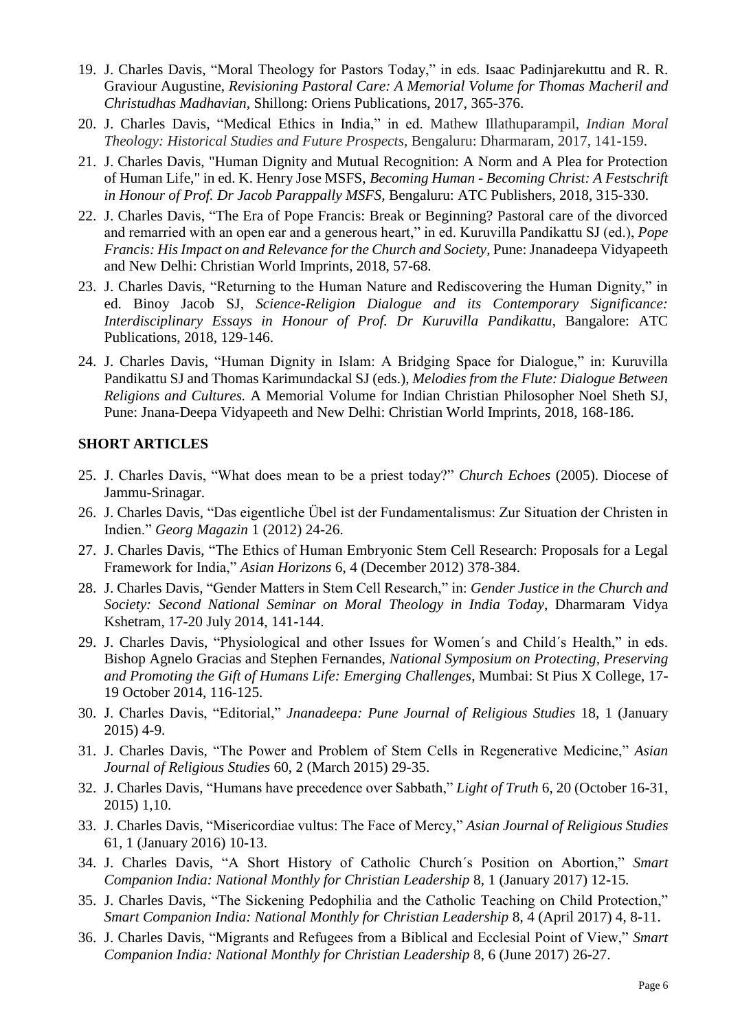19. J. Charles Davis, "Moral Theology for Pastors Today," in eds. Isaac Padinjarekuttu and R. R. Graviour Augustine, *Revisioning Pastoral Care: A Memorial Volume for Thomas Macheril and Christudhas Madhavian*, Shillong: Oriens Publications, 2017, 365-376.
20. J. Charles Davis, "Medical Ethics in India," in ed. Mathew Illathuparampil, *Indian Moral Theology: Historical Studies and Future Prospects*, Bengaluru: Dharmaram, 2017, 141-159.
21. J. Charles Davis, "Human Dignity and Mutual Recognition: A Norm and A Plea for Protection of Human Life," in ed. K. Henry Jose MSFS, *Becoming Human - Becoming Christ: A Festschrift in Honour of Prof. Dr Jacob Parappally MSFS*, Bengaluru: ATC Publishers, 2018, 315-330.
22. J. Charles Davis, "The Era of Pope Francis: Break or Beginning? Pastoral care of the divorced and remarried with an open ear and a generous heart," in ed. Kuruvilla Pandikattu SJ (ed.), *Pope Francis: His Impact on and Relevance for the Church and Society*, Pune: Jnanadeepa Vidyapeeth and New Delhi: Christian World Imprints, 2018, 57-68.
23. J. Charles Davis, "Returning to the Human Nature and Rediscovering the Human Dignity," in ed. Binoy Jacob SJ, *Science-Religion Dialogue and its Contemporary Significance: Interdisciplinary Essays in Honour of Prof. Dr Kuruvilla Pandikattu*, Bangalore: ATC Publications, 2018, 129-146.
24. J. Charles Davis, "Human Dignity in Islam: A Bridging Space for Dialogue," in: Kuruvilla Pandikattu SJ and Thomas Karimundackal SJ (eds.), *Melodies from the Flute: Dialogue Between Religions and Cultures.* A Memorial Volume for Indian Christian Philosopher Noel Sheth SJ, Pune: Jnana-Deepa Vidyapeeth and New Delhi: Christian World Imprints, 2018, 168-186.

## SHORT ARTICLES

25. J. Charles Davis, "What does mean to be a priest today?" *Church Echoes* (2005). Diocese of Jammu-Srinagar.
26. J. Charles Davis, "Das eigentliche Übel ist der Fundamentalismus: Zur Situation der Christen in Indien." *Georg Magazin* 1 (2012) 24-26.
27. J. Charles Davis, "The Ethics of Human Embryonic Stem Cell Research: Proposals for a Legal Framework for India," *Asian Horizons* 6, 4 (December 2012) 378-384.
28. J. Charles Davis, "Gender Matters in Stem Cell Research," in: *Gender Justice in the Church and Society: Second National Seminar on Moral Theology in India Today*, Dharmaram Vidya Kshetram, 17-20 July 2014, 141-144.
29. J. Charles Davis, "Physiological and other Issues for Women´s and Child´s Health," in eds. Bishop Agnelo Gracias and Stephen Fernandes, *National Symposium on Protecting, Preserving and Promoting the Gift of Humans Life: Emerging Challenges*, Mumbai: St Pius X College, 17-19 October 2014, 116-125.
30. J. Charles Davis, "Editorial," *Jnanadeepa: Pune Journal of Religious Studies* 18, 1 (January 2015) 4-9.
31. J. Charles Davis, "The Power and Problem of Stem Cells in Regenerative Medicine," *Asian Journal of Religious Studies* 60, 2 (March 2015) 29-35.
32. J. Charles Davis, "Humans have precedence over Sabbath," *Light of Truth* 6, 20 (October 16-31, 2015) 1,10.
33. J. Charles Davis, "Misericordiae vultus: The Face of Mercy," *Asian Journal of Religious Studies* 61, 1 (January 2016) 10-13.
34. J. Charles Davis, "A Short History of Catholic Church´s Position on Abortion," *Smart Companion India: National Monthly for Christian Leadership* 8, 1 (January 2017) 12-15.
35. J. Charles Davis, "The Sickening Pedophilia and the Catholic Teaching on Child Protection," *Smart Companion India: National Monthly for Christian Leadership* 8, 4 (April 2017) 4, 8-11.
36. J. Charles Davis, "Migrants and Refugees from a Biblical and Ecclesial Point of View," *Smart Companion India: National Monthly for Christian Leadership* 8, 6 (June 2017) 26-27.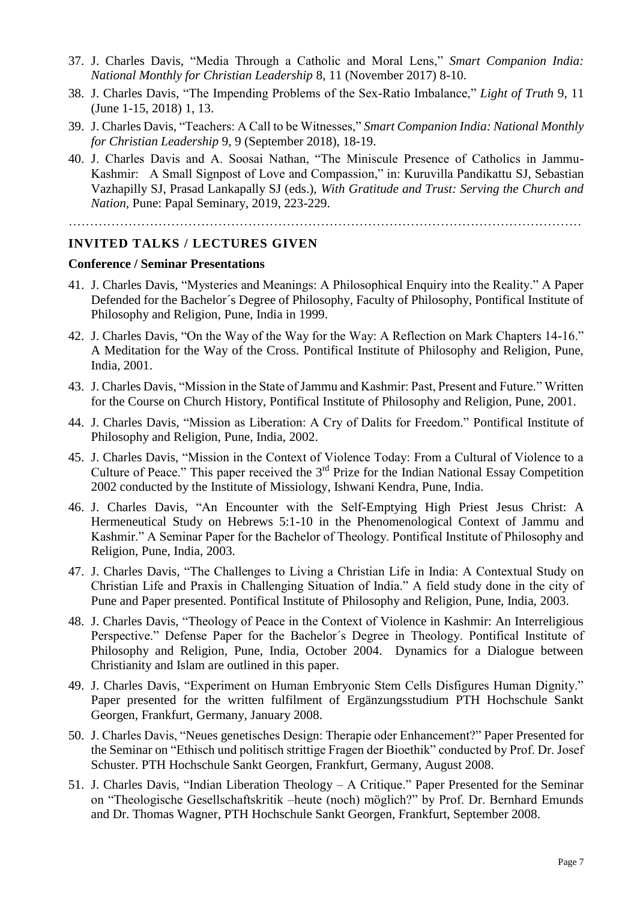37. J. Charles Davis, "Media Through a Catholic and Moral Lens," *Smart Companion India: National Monthly for Christian Leadership* 8, 11 (November 2017) 8-10.
38. J. Charles Davis, "The Impending Problems of the Sex-Ratio Imbalance," *Light of Truth* 9, 11 (June 1-15, 2018) 1, 13.
39. J. Charles Davis, "Teachers: A Call to be Witnesses," *Smart Companion India: National Monthly for Christian Leadership* 9, 9 (September 2018), 18-19.
40. J. Charles Davis and A. Soosai Nathan, "The Miniscule Presence of Catholics in Jammu-Kashmir: A Small Signpost of Love and Compassion," in: Kuruvilla Pandikattu SJ, Sebastian Vazhapilly SJ, Prasad Lankapally SJ (eds.), *With Gratitude and Trust: Serving the Church and Nation*, Pune: Papal Seminary, 2019, 223-229.

…………………………………………………………………………………………………………

## INVITED TALKS / LECTURES GIVEN

### Conference / Seminar Presentations

41. J. Charles Davis, "Mysteries and Meanings: A Philosophical Enquiry into the Reality." A Paper Defended for the Bachelor´s Degree of Philosophy, Faculty of Philosophy, Pontifical Institute of Philosophy and Religion, Pune, India in 1999.
42. J. Charles Davis, "On the Way of the Way for the Way: A Reflection on Mark Chapters 14-16." A Meditation for the Way of the Cross. Pontifical Institute of Philosophy and Religion, Pune, India, 2001.
43. J. Charles Davis, "Mission in the State of Jammu and Kashmir: Past, Present and Future." Written for the Course on Church History, Pontifical Institute of Philosophy and Religion, Pune, 2001.
44. J. Charles Davis, "Mission as Liberation: A Cry of Dalits for Freedom." Pontifical Institute of Philosophy and Religion, Pune, India, 2002.
45. J. Charles Davis, "Mission in the Context of Violence Today: From a Cultural of Violence to a Culture of Peace." This paper received the 3rd Prize for the Indian National Essay Competition 2002 conducted by the Institute of Missiology, Ishwani Kendra, Pune, India.
46. J. Charles Davis, "An Encounter with the Self-Emptying High Priest Jesus Christ: A Hermeneutical Study on Hebrews 5:1-10 in the Phenomenological Context of Jammu and Kashmir." A Seminar Paper for the Bachelor of Theology. Pontifical Institute of Philosophy and Religion, Pune, India, 2003.
47. J. Charles Davis, "The Challenges to Living a Christian Life in India: A Contextual Study on Christian Life and Praxis in Challenging Situation of India." A field study done in the city of Pune and Paper presented. Pontifical Institute of Philosophy and Religion, Pune, India, 2003.
48. J. Charles Davis, "Theology of Peace in the Context of Violence in Kashmir: An Interreligious Perspective." Defense Paper for the Bachelor´s Degree in Theology. Pontifical Institute of Philosophy and Religion, Pune, India, October 2004. Dynamics for a Dialogue between Christianity and Islam are outlined in this paper.
49. J. Charles Davis, "Experiment on Human Embryonic Stem Cells Disfigures Human Dignity." Paper presented for the written fulfilment of Ergänzungsstudium PTH Hochschule Sankt Georgen, Frankfurt, Germany, January 2008.
50. J. Charles Davis, "Neues genetisches Design: Therapie oder Enhancement?" Paper Presented for the Seminar on "Ethisch und politisch strittige Fragen der Bioethik" conducted by Prof. Dr. Josef Schuster. PTH Hochschule Sankt Georgen, Frankfurt, Germany, August 2008.
51. J. Charles Davis, "Indian Liberation Theology – A Critique." Paper Presented for the Seminar on "Theologische Gesellschaftskritik –heute (noch) möglich?" by Prof. Dr. Bernhard Emunds and Dr. Thomas Wagner, PTH Hochschule Sankt Georgen, Frankfurt, September 2008.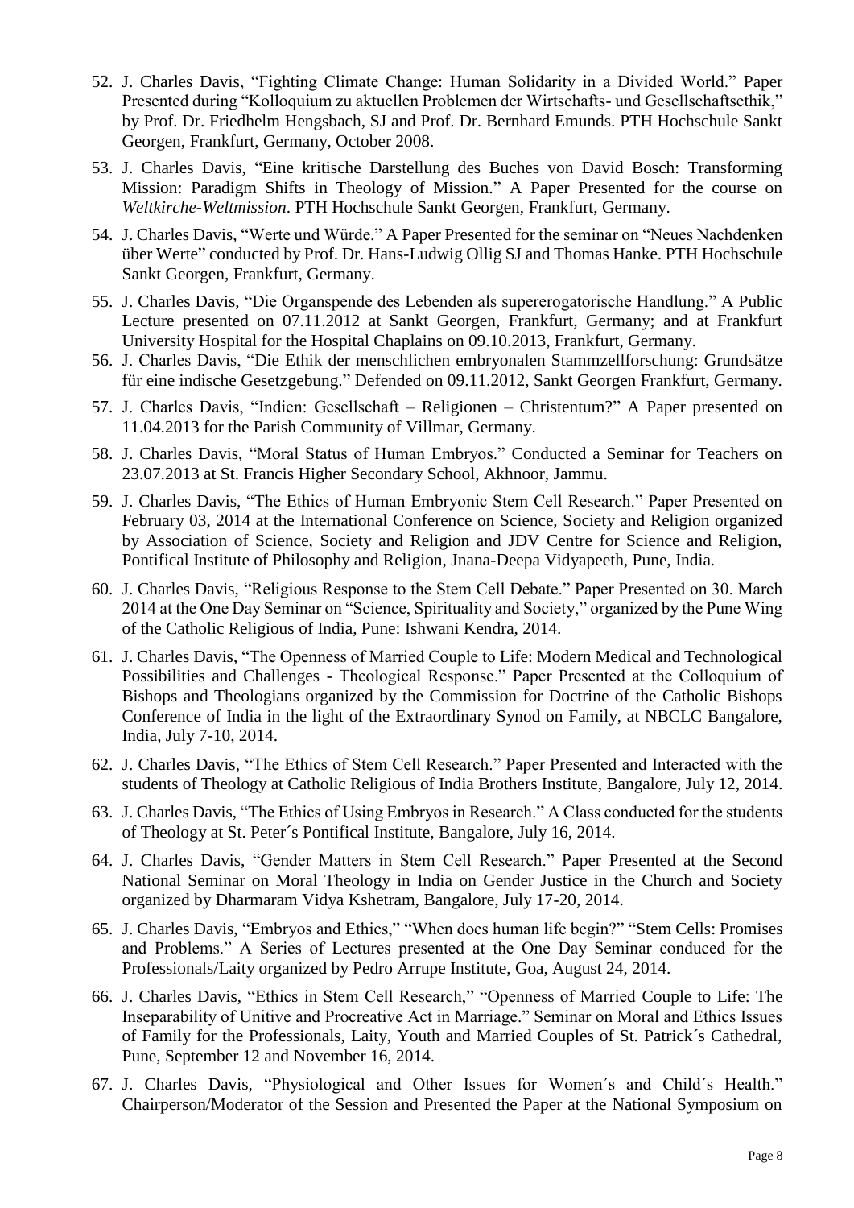52. J. Charles Davis, “Fighting Climate Change: Human Solidarity in a Divided World.” Paper Presented during “Kolloquium zu aktuellen Problemen der Wirtschafts- und Gesellschaftsethik,” by Prof. Dr. Friedhelm Hengsbach, SJ and Prof. Dr. Bernhard Emunds. PTH Hochschule Sankt Georgen, Frankfurt, Germany, October 2008.
53. J. Charles Davis, “Eine kritische Darstellung des Buches von David Bosch: Transforming Mission: Paradigm Shifts in Theology of Mission.” A Paper Presented for the course on *Weltkirche-Weltmission*. PTH Hochschule Sankt Georgen, Frankfurt, Germany.
54. J. Charles Davis, “Werte und Würde.” A Paper Presented for the seminar on “Neues Nachdenken über Werte” conducted by Prof. Dr. Hans-Ludwig Ollig SJ and Thomas Hanke. PTH Hochschule Sankt Georgen, Frankfurt, Germany.
55. J. Charles Davis, “Die Organspende des Lebenden als supererogatorische Handlung.” A Public Lecture presented on 07.11.2012 at Sankt Georgen, Frankfurt, Germany; and at Frankfurt University Hospital for the Hospital Chaplains on 09.10.2013, Frankfurt, Germany.
56. J. Charles Davis, “Die Ethik der menschlichen embryonalen Stammzellforschung: Grundsätze für eine indische Gesetzgebung.” Defended on 09.11.2012, Sankt Georgen Frankfurt, Germany.
57. J. Charles Davis, “Indien: Gesellschaft – Religionen – Christentum?” A Paper presented on 11.04.2013 for the Parish Community of Villmar, Germany.
58. J. Charles Davis, “Moral Status of Human Embryos.” Conducted a Seminar for Teachers on 23.07.2013 at St. Francis Higher Secondary School, Akhnoor, Jammu.
59. J. Charles Davis, “The Ethics of Human Embryonic Stem Cell Research.” Paper Presented on February 03, 2014 at the International Conference on Science, Society and Religion organized by Association of Science, Society and Religion and JDV Centre for Science and Religion, Pontifical Institute of Philosophy and Religion, Jnana-Deepa Vidyapeeth, Pune, India.
60. J. Charles Davis, “Religious Response to the Stem Cell Debate.” Paper Presented on 30. March 2014 at the One Day Seminar on “Science, Spirituality and Society,” organized by the Pune Wing of the Catholic Religious of India, Pune: Ishwani Kendra, 2014.
61. J. Charles Davis, “The Openness of Married Couple to Life: Modern Medical and Technological Possibilities and Challenges - Theological Response.” Paper Presented at the Colloquium of Bishops and Theologians organized by the Commission for Doctrine of the Catholic Bishops Conference of India in the light of the Extraordinary Synod on Family, at NBCLC Bangalore, India, July 7-10, 2014.
62. J. Charles Davis, “The Ethics of Stem Cell Research.” Paper Presented and Interacted with the students of Theology at Catholic Religious of India Brothers Institute, Bangalore, July 12, 2014.
63. J. Charles Davis, “The Ethics of Using Embryos in Research.” A Class conducted for the students of Theology at St. Peter´s Pontifical Institute, Bangalore, July 16, 2014.
64. J. Charles Davis, “Gender Matters in Stem Cell Research.” Paper Presented at the Second National Seminar on Moral Theology in India on Gender Justice in the Church and Society organized by Dharmaram Vidya Kshetram, Bangalore, July 17-20, 2014.
65. J. Charles Davis, “Embryos and Ethics,” “When does human life begin?” “Stem Cells: Promises and Problems.” A Series of Lectures presented at the One Day Seminar conduced for the Professionals/Laity organized by Pedro Arrupe Institute, Goa, August 24, 2014.
66. J. Charles Davis, “Ethics in Stem Cell Research,” “Openness of Married Couple to Life: The Inseparability of Unitive and Procreative Act in Marriage.” Seminar on Moral and Ethics Issues of Family for the Professionals, Laity, Youth and Married Couples of St. Patrick´s Cathedral, Pune, September 12 and November 16, 2014.
67. J. Charles Davis, “Physiological and Other Issues for Women´s and Child´s Health.” Chairperson/Moderator of the Session and Presented the Paper at the National Symposium on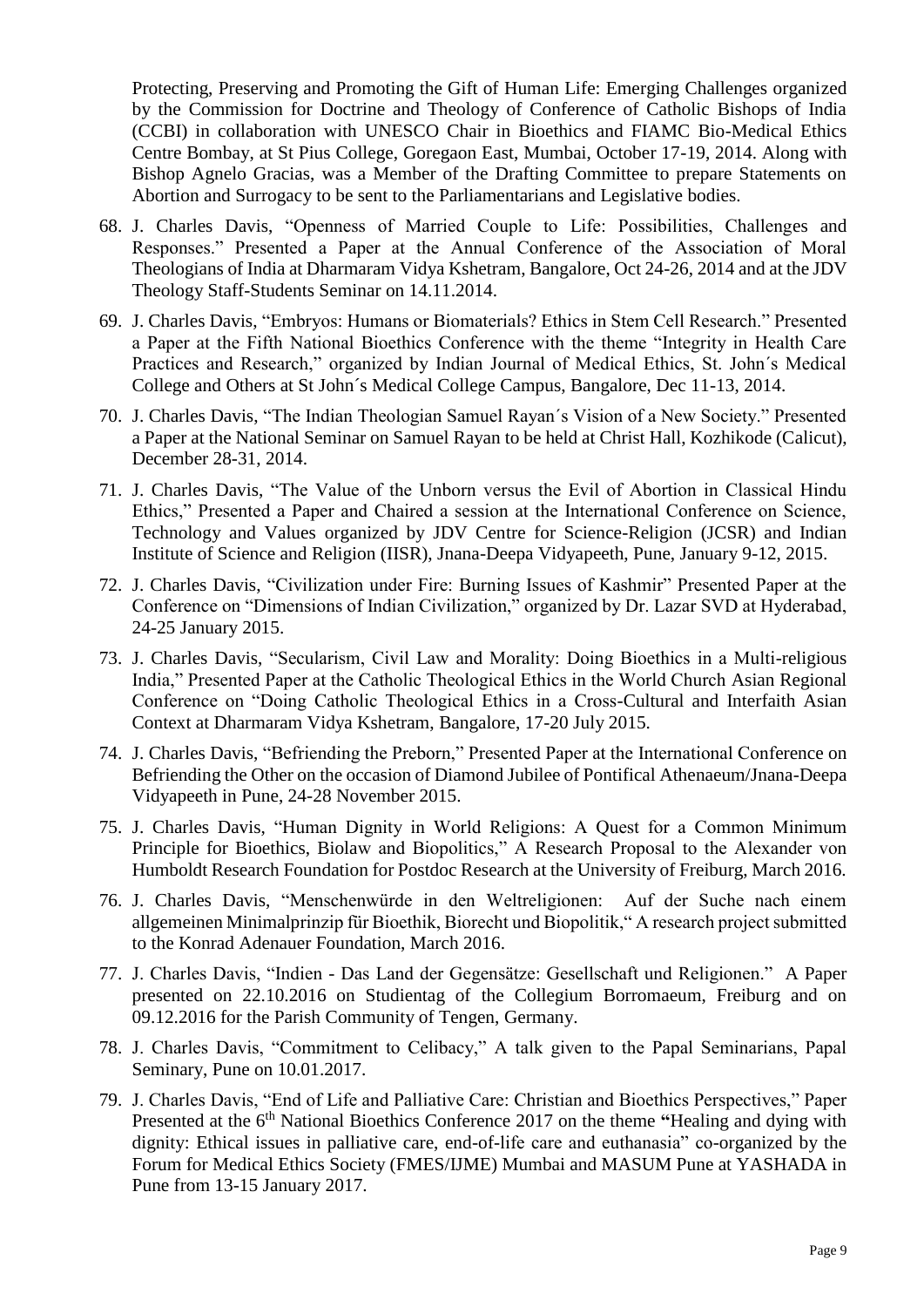Protecting, Preserving and Promoting the Gift of Human Life: Emerging Challenges organized by the Commission for Doctrine and Theology of Conference of Catholic Bishops of India (CCBI) in collaboration with UNESCO Chair in Bioethics and FIAMC Bio-Medical Ethics Centre Bombay, at St Pius College, Goregaon East, Mumbai, October 17-19, 2014. Along with Bishop Agnelo Gracias, was a Member of the Drafting Committee to prepare Statements on Abortion and Surrogacy to be sent to the Parliamentarians and Legislative bodies.

68. J. Charles Davis, "Openness of Married Couple to Life: Possibilities, Challenges and Responses." Presented a Paper at the Annual Conference of the Association of Moral Theologians of India at Dharmaram Vidya Kshetram, Bangalore, Oct 24-26, 2014 and at the JDV Theology Staff-Students Seminar on 14.11.2014.
69. J. Charles Davis, "Embryos: Humans or Biomaterials? Ethics in Stem Cell Research." Presented a Paper at the Fifth National Bioethics Conference with the theme "Integrity in Health Care Practices and Research," organized by Indian Journal of Medical Ethics, St. John´s Medical College and Others at St John´s Medical College Campus, Bangalore, Dec 11-13, 2014.
70. J. Charles Davis, "The Indian Theologian Samuel Rayan´s Vision of a New Society." Presented a Paper at the National Seminar on Samuel Rayan to be held at Christ Hall, Kozhikode (Calicut), December 28-31, 2014.
71. J. Charles Davis, "The Value of the Unborn versus the Evil of Abortion in Classical Hindu Ethics," Presented a Paper and Chaired a session at the International Conference on Science, Technology and Values organized by JDV Centre for Science-Religion (JCSR) and Indian Institute of Science and Religion (IISR), Jnana-Deepa Vidyapeeth, Pune, January 9-12, 2015.
72. J. Charles Davis, "Civilization under Fire: Burning Issues of Kashmir" Presented Paper at the Conference on "Dimensions of Indian Civilization," organized by Dr. Lazar SVD at Hyderabad, 24-25 January 2015.
73. J. Charles Davis, "Secularism, Civil Law and Morality: Doing Bioethics in a Multi-religious India," Presented Paper at the Catholic Theological Ethics in the World Church Asian Regional Conference on "Doing Catholic Theological Ethics in a Cross-Cultural and Interfaith Asian Context at Dharmaram Vidya Kshetram, Bangalore, 17-20 July 2015.
74. J. Charles Davis, "Befriending the Preborn," Presented Paper at the International Conference on Befriending the Other on the occasion of Diamond Jubilee of Pontifical Athenaeum/Jnana-Deepa Vidyapeeth in Pune, 24-28 November 2015.
75. J. Charles Davis, "Human Dignity in World Religions: A Quest for a Common Minimum Principle for Bioethics, Biolaw and Biopolitics," A Research Proposal to the Alexander von Humboldt Research Foundation for Postdoc Research at the University of Freiburg, March 2016.
76. J. Charles Davis, "Menschenwürde in den Weltreligionen: Auf der Suche nach einem allgemeinen Minimalprinzip für Bioethik, Biorecht und Biopolitik," A research project submitted to the Konrad Adenauer Foundation, March 2016.
77. J. Charles Davis, "Indien - Das Land der Gegensätze: Gesellschaft und Religionen." A Paper presented on 22.10.2016 on Studientag of the Collegium Borromaeum, Freiburg and on 09.12.2016 for the Parish Community of Tengen, Germany.
78. J. Charles Davis, "Commitment to Celibacy," A talk given to the Papal Seminarians, Papal Seminary, Pune on 10.01.2017.
79. J. Charles Davis, "End of Life and Palliative Care: Christian and Bioethics Perspectives," Paper Presented at the 6th National Bioethics Conference 2017 on the theme **"**Healing and dying with dignity: Ethical issues in palliative care, end-of-life care and euthanasia" co-organized by the Forum for Medical Ethics Society (FMES/IJME) Mumbai and MASUM Pune at YASHADA in Pune from 13-15 January 2017.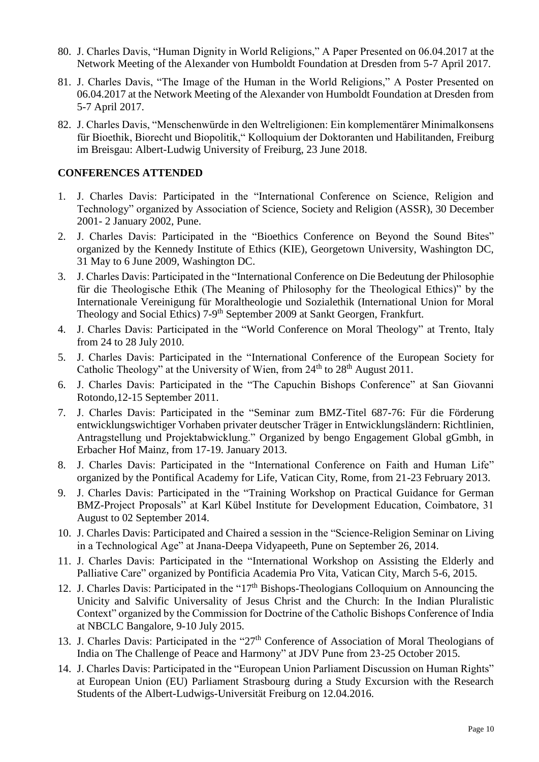80. J. Charles Davis, "Human Dignity in World Religions," A Paper Presented on 06.04.2017 at the Network Meeting of the Alexander von Humboldt Foundation at Dresden from 5-7 April 2017.
81. J. Charles Davis, "The Image of the Human in the World Religions," A Poster Presented on 06.04.2017 at the Network Meeting of the Alexander von Humboldt Foundation at Dresden from 5-7 April 2017.
82. J. Charles Davis, "Menschenwürde in den Weltreligionen: Ein komplementärer Minimalkonsens für Bioethik, Biorecht und Biopolitik," Kolloquium der Doktoranten und Habilitanden, Freiburg im Breisgau: Albert-Ludwig University of Freiburg, 23 June 2018.

## CONFERENCES ATTENDED

1. J. Charles Davis: Participated in the "International Conference on Science, Religion and Technology" organized by Association of Science, Society and Religion (ASSR), 30 December 2001- 2 January 2002, Pune.
2. J. Charles Davis: Participated in the "Bioethics Conference on Beyond the Sound Bites" organized by the Kennedy Institute of Ethics (KIE), Georgetown University, Washington DC, 31 May to 6 June 2009, Washington DC.
3. J. Charles Davis: Participated in the "International Conference on Die Bedeutung der Philosophie für die Theologische Ethik (The Meaning of Philosophy for the Theological Ethics)" by the Internationale Vereinigung für Moraltheologie und Sozialethik (International Union for Moral Theology and Social Ethics) 7-9th September 2009 at Sankt Georgen, Frankfurt.
4. J. Charles Davis: Participated in the "World Conference on Moral Theology" at Trento, Italy from 24 to 28 July 2010.
5. J. Charles Davis: Participated in the "International Conference of the European Society for Catholic Theology" at the University of Wien, from 24th to 28th August 2011.
6. J. Charles Davis: Participated in the "The Capuchin Bishops Conference" at San Giovanni Rotondo,12-15 September 2011.
7. J. Charles Davis: Participated in the "Seminar zum BMZ-Titel 687-76: Für die Förderung entwicklungswichtiger Vorhaben privater deutscher Träger in Entwicklungsländern: Richtlinien, Antragstellung und Projektabwicklung." Organized by bengo Engagement Global gGmbh, in Erbacher Hof Mainz, from 17-19. January 2013.
8. J. Charles Davis: Participated in the "International Conference on Faith and Human Life" organized by the Pontifical Academy for Life, Vatican City, Rome, from 21-23 February 2013.
9. J. Charles Davis: Participated in the "Training Workshop on Practical Guidance for German BMZ-Project Proposals" at Karl Kübel Institute for Development Education, Coimbatore, 31 August to 02 September 2014.
10. J. Charles Davis: Participated and Chaired a session in the "Science-Religion Seminar on Living in a Technological Age" at Jnana-Deepa Vidyapeeth, Pune on September 26, 2014.
11. J. Charles Davis: Participated in the "International Workshop on Assisting the Elderly and Palliative Care" organized by Pontificia Academia Pro Vita, Vatican City, March 5-6, 2015.
12. J. Charles Davis: Participated in the "17th Bishops-Theologians Colloquium on Announcing the Unicity and Salvific Universality of Jesus Christ and the Church: In the Indian Pluralistic Context" organized by the Commission for Doctrine of the Catholic Bishops Conference of India at NBCLC Bangalore, 9-10 July 2015.
13. J. Charles Davis: Participated in the "27th Conference of Association of Moral Theologians of India on The Challenge of Peace and Harmony" at JDV Pune from 23-25 October 2015.
14. J. Charles Davis: Participated in the "European Union Parliament Discussion on Human Rights" at European Union (EU) Parliament Strasbourg during a Study Excursion with the Research Students of the Albert-Ludwigs-Universität Freiburg on 12.04.2016.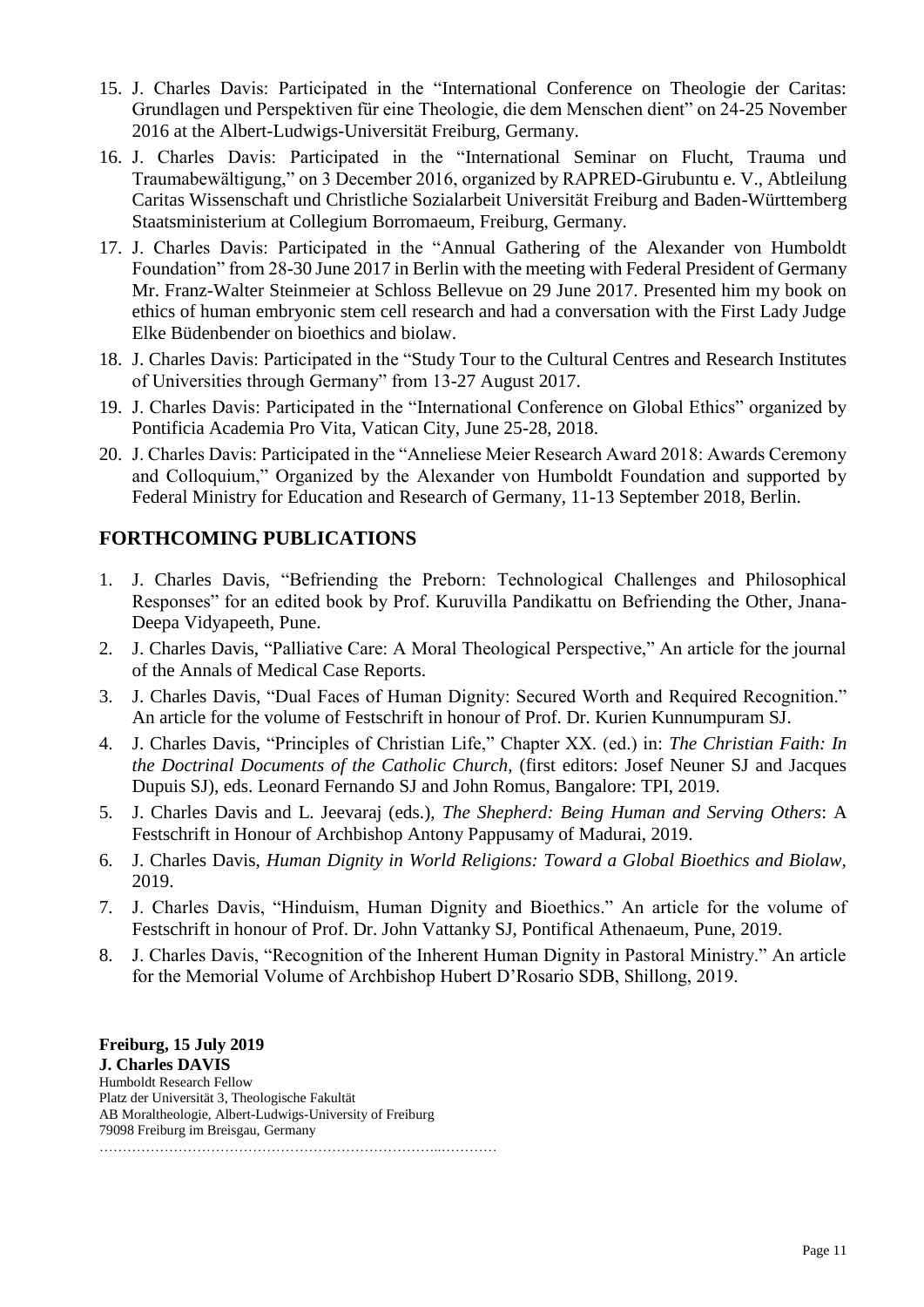15. J. Charles Davis: Participated in the "International Conference on Theologie der Caritas: Grundlagen und Perspektiven für eine Theologie, die dem Menschen dient" on 24-25 November 2016 at the Albert-Ludwigs-Universität Freiburg, Germany.
16. J. Charles Davis: Participated in the "International Seminar on Flucht, Trauma und Traumabewältigung," on 3 December 2016, organized by RAPRED-Girubuntu e. V., Abtleilung Caritas Wissenschaft und Christliche Sozialarbeit Universität Freiburg and Baden-Württemberg Staatsministerium at Collegium Borromaeum, Freiburg, Germany.
17. J. Charles Davis: Participated in the "Annual Gathering of the Alexander von Humboldt Foundation" from 28-30 June 2017 in Berlin with the meeting with Federal President of Germany Mr. Franz-Walter Steinmeier at Schloss Bellevue on 29 June 2017. Presented him my book on ethics of human embryonic stem cell research and had a conversation with the First Lady Judge Elke Büdenbender on bioethics and biolaw.
18. J. Charles Davis: Participated in the "Study Tour to the Cultural Centres and Research Institutes of Universities through Germany" from 13-27 August 2017.
19. J. Charles Davis: Participated in the "International Conference on Global Ethics" organized by Pontificia Academia Pro Vita, Vatican City, June 25-28, 2018.
20. J. Charles Davis: Participated in the "Anneliese Meier Research Award 2018: Awards Ceremony and Colloquium," Organized by the Alexander von Humboldt Foundation and supported by Federal Ministry for Education and Research of Germany, 11-13 September 2018, Berlin.

## FORTHCOMING PUBLICATIONS

1. J. Charles Davis, "Befriending the Preborn: Technological Challenges and Philosophical Responses" for an edited book by Prof. Kuruvilla Pandikattu on Befriending the Other, Jnana-Deepa Vidyapeeth, Pune.
2. J. Charles Davis, "Palliative Care: A Moral Theological Perspective," An article for the journal of the Annals of Medical Case Reports.
3. J. Charles Davis, "Dual Faces of Human Dignity: Secured Worth and Required Recognition." An article for the volume of Festschrift in honour of Prof. Dr. Kurien Kunnumpuram SJ.
4. J. Charles Davis, "Principles of Christian Life," Chapter XX. (ed.) in: *The Christian Faith: In the Doctrinal Documents of the Catholic Church,* (first editors: Josef Neuner SJ and Jacques Dupuis SJ), eds. Leonard Fernando SJ and John Romus, Bangalore: TPI, 2019.
5. J. Charles Davis and L. Jeevaraj (eds.), *The Shepherd: Being Human and Serving Others*: A Festschrift in Honour of Archbishop Antony Pappusamy of Madurai, 2019.
6. J. Charles Davis, *Human Dignity in World Religions: Toward a Global Bioethics and Biolaw,* 2019.
7. J. Charles Davis, "Hinduism, Human Dignity and Bioethics." An article for the volume of Festschrift in honour of Prof. Dr. John Vattanky SJ, Pontifical Athenaeum, Pune, 2019.
8. J. Charles Davis, "Recognition of the Inherent Human Dignity in Pastoral Ministry." An article for the Memorial Volume of Archbishop Hubert D'Rosario SDB, Shillong, 2019.

**Freiburg, 15 July 2019**
**J. Charles DAVIS**
Humboldt Research Fellow
Platz der Universität 3, Theologische Fakultät
AB Moraltheologie, Albert-Ludwigs-University of Freiburg
79098 Freiburg im Breisgau, Germany
…………………………………………………………..…………